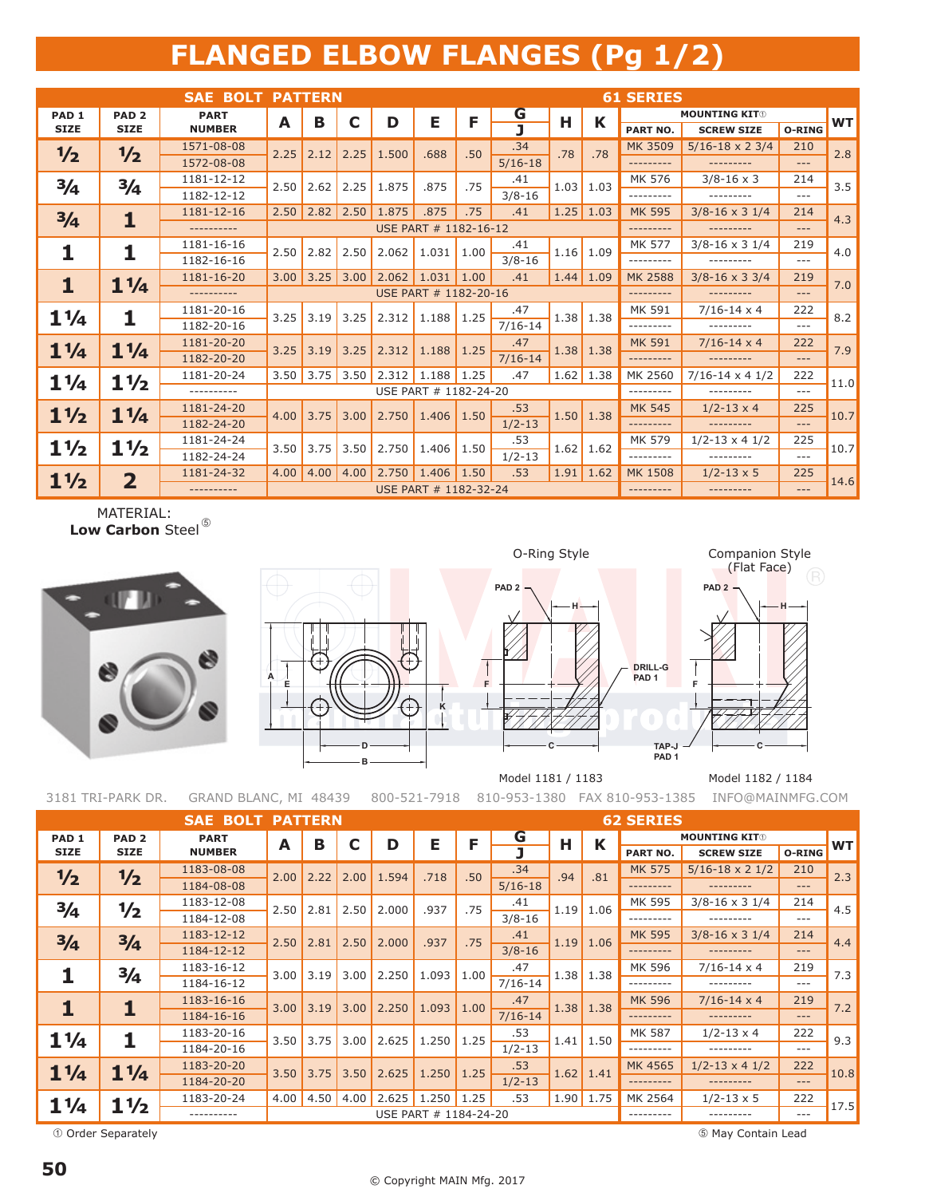# FLANGED ELBOW FLANGES (Pg 1/2)

| SAE BOLT PATTERN | | | | | | | | | | | | 61 SERIES | | | |
|---|---|---|---|---|---|---|---|---|---|---|---|---|---|---|---|
| PAD 1 SIZE | PAD 2 SIZE | PART NUMBER | A | B | C | D | E | F | G / J | H | K | MOUNTING KIT① PART NO. | SCREW SIZE | O-RING | WT |
| ½ | ½ | 1571-08-08 | 2.25 | 2.12 | 2.25 | 1.500 | .688 | .50 | .34 | .78 | .78 | MK 3509 | 5/16-18 x 2 3/4 | 210 | 2.8 |
| | | 1572-08-08 | | | | | | | 5/16-18 | | | --------- | --------- | --- | |
| ¾ | ¾ | 1181-12-12 | 2.50 | 2.62 | 2.25 | 1.875 | .875 | .75 | .41 | 1.03 | 1.03 | MK 576 | 3/8-16 x 3 | 214 | 3.5 |
| | | 1182-12-12 | | | | | | | 3/8-16 | | | --------- | --------- | --- | |
| ¾ | 1 | 1181-12-16 | 2.50 | 2.82 | 2.50 | 1.875 | .875 | .75 | .41 | 1.25 | 1.03 | MK 595 | 3/8-16 x 3 1/4 | 214 | 4.3 |
| | | ---------- | USE PART # 1182-16-12 | | | | | | | | | --------- | --------- | --- | |
| 1 | 1 | 1181-16-16 | 2.50 | 2.82 | 2.50 | 2.062 | 1.031 | 1.00 | .41 | 1.16 | 1.09 | MK 577 | 3/8-16 x 3 1/4 | 219 | 4.0 |
| | | 1182-16-16 | | | | | | | 3/8-16 | | | --------- | --------- | --- | |
| 1 | 1¼ | 1181-16-20 | 3.00 | 3.25 | 3.00 | 2.062 | 1.031 | 1.00 | .41 | 1.44 | 1.09 | MK 2588 | 3/8-16 x 3 3/4 | 219 | 7.0 |
| | | ---------- | USE PART # 1182-20-16 | | | | | | | | | --------- | --------- | --- | |
| 1¼ | 1 | 1181-20-16 | 3.25 | 3.19 | 3.25 | 2.312 | 1.188 | 1.25 | .47 | 1.38 | 1.38 | MK 591 | 7/16-14 x 4 | 222 | 8.2 |
| | | 1182-20-16 | | | | | | | 7/16-14 | | | --------- | --------- | --- | |
| 1¼ | 1¼ | 1181-20-20 | 3.25 | 3.19 | 3.25 | 2.312 | 1.188 | 1.25 | .47 | 1.38 | 1.38 | MK 591 | 7/16-14 x 4 | 222 | 7.9 |
| | | 1182-20-20 | | | | | | | 7/16-14 | | | --------- | --------- | --- | |
| 1¼ | 1½ | 1181-20-24 | 3.50 | 3.75 | 3.50 | 2.312 | 1.188 | 1.25 | .47 | 1.62 | 1.38 | MK 2560 | 7/16-14 x 4 1/2 | 222 | 11.0 |
| | | ---------- | USE PART # 1182-24-20 | | | | | | | | | --------- | --------- | --- | |
| 1½ | 1¼ | 1181-24-20 | 4.00 | 3.75 | 3.00 | 2.750 | 1.406 | 1.50 | .53 | 1.50 | 1.38 | MK 545 | 1/2-13 x 4 | 225 | 10.7 |
| | | 1182-24-20 | | | | | | | 1/2-13 | | | --------- | --------- | --- | |
| 1½ | 1½ | 1181-24-24 | 3.50 | 3.75 | 3.50 | 2.750 | 1.406 | 1.50 | .53 | 1.62 | 1.62 | MK 579 | 1/2-13 x 4 1/2 | 225 | 10.7 |
| | | 1182-24-24 | | | | | | | 1/2-13 | | | --------- | --------- | --- | |
| 1½ | 2 | 1181-24-32 | 4.00 | 4.00 | 4.00 | 2.750 | 1.406 | 1.50 | .53 | 1.91 | 1.62 | MK 1508 | 1/2-13 x 5 | 225 | 14.6 |
| | | ---------- | USE PART # 1182-32-24 | | | | | | | | | --------- | --------- | --- | |

MATERIAL:
**Low Carbon** Steel ⑤

O-Ring Style — Model 1181 / 1183

Companion Style (Flat Face) — Model 1182 / 1184

3181 TRI-PARK DR. GRAND BLANC, MI 48439 800-521-7918 810-953-1380 FAX 810-953-1385 INFO@MAINMFG.COM

| SAE BOLT PATTERN | | | | | | | | | | | | 62 SERIES | | | |
|---|---|---|---|---|---|---|---|---|---|---|---|---|---|---|---|
| PAD 1 SIZE | PAD 2 SIZE | PART NUMBER | A | B | C | D | E | F | G / J | H | K | MOUNTING KIT① PART NO. | SCREW SIZE | O-RING | WT |
| ½ | ½ | 1183-08-08 | 2.00 | 2.22 | 2.00 | 1.594 | .718 | .50 | .34 | .94 | .81 | MK 575 | 5/16-18 x 2 1/2 | 210 | 2.3 |
| | | 1184-08-08 | | | | | | | 5/16-18 | | | --------- | --------- | --- | |
| ¾ | ½ | 1183-12-08 | 2.50 | 2.81 | 2.50 | 2.000 | .937 | .75 | .41 | 1.19 | 1.06 | MK 595 | 3/8-16 x 3 1/4 | 214 | 4.5 |
| | | 1184-12-08 | | | | | | | 3/8-16 | | | --------- | --------- | --- | |
| ¾ | ¾ | 1183-12-12 | 2.50 | 2.81 | 2.50 | 2.000 | .937 | .75 | .41 | 1.19 | 1.06 | MK 595 | 3/8-16 x 3 1/4 | 214 | 4.4 |
| | | 1184-12-12 | | | | | | | 3/8-16 | | | --------- | --------- | --- | |
| 1 | ¾ | 1183-16-12 | 3.00 | 3.19 | 3.00 | 2.250 | 1.093 | 1.00 | .47 | 1.38 | 1.38 | MK 596 | 7/16-14 x 4 | 219 | 7.3 |
| | | 1184-16-12 | | | | | | | 7/16-14 | | | --------- | --------- | --- | |
| 1 | 1 | 1183-16-16 | 3.00 | 3.19 | 3.00 | 2.250 | 1.093 | 1.00 | .47 | 1.38 | 1.38 | MK 596 | 7/16-14 x 4 | 219 | 7.2 |
| | | 1184-16-16 | | | | | | | 7/16-14 | | | --------- | --------- | --- | |
| 1¼ | 1 | 1183-20-16 | 3.50 | 3.75 | 3.00 | 2.625 | 1.250 | 1.25 | .53 | 1.41 | 1.50 | MK 587 | 1/2-13 x 4 | 222 | 9.3 |
| | | 1184-20-16 | | | | | | | 1/2-13 | | | --------- | --------- | --- | |
| 1¼ | 1¼ | 1183-20-20 | 3.50 | 3.75 | 3.50 | 2.625 | 1.250 | 1.25 | .53 | 1.62 | 1.41 | MK 4565 | 1/2-13 x 4 1/2 | 222 | 10.8 |
| | | 1184-20-20 | | | | | | | 1/2-13 | | | --------- | --------- | --- | |
| 1¼ | 1½ | 1183-20-24 | 4.00 | 4.50 | 4.00 | 2.625 | 1.250 | 1.25 | .53 | 1.90 | 1.75 | MK 2564 | 1/2-13 x 5 | 222 | 17.5 |
| | | ---------- | USE PART # 1184-24-20 | | | | | | | | | --------- | --------- | --- | |

① Order Separately

⑤ May Contain Lead

© Copyright MAIN Mfg. 2017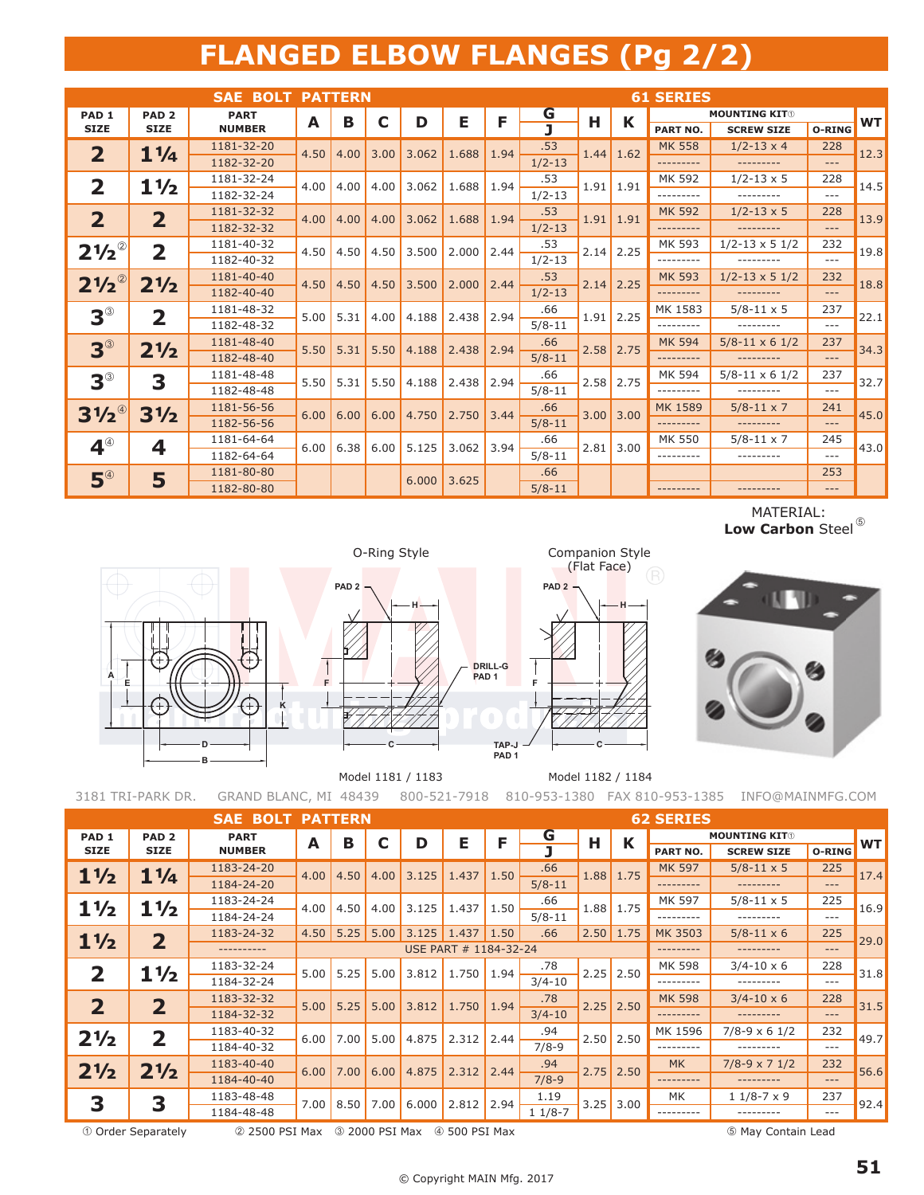# FLANGED ELBOW FLANGES (Pg 2/2)

## SAE BOLT PATTERN — 61 SERIES

| PAD 1 SIZE | PAD 2 SIZE | PART NUMBER | A | B | C | D | E | F | G / J | H | K | MOUNTING KIT[1] PART NO. | SCREW SIZE | O-RING | WT |
|---|---|---|---|---|---|---|---|---|---|---|---|---|---|---|---|
| 2 | 1¼ | 1181-32-20 | 4.50 | 4.00 | 3.00 | 3.062 | 1.688 | 1.94 | .53 | 1.44 | 1.62 | MK 558 | 1/2-13 x 4 | 228 | 12.3 |
| | | 1182-32-20 | | | | | | | 1/2-13 | | | --------- | --------- | --- | |
| 2 | 1½ | 1181-32-24 | 4.00 | 4.00 | 4.00 | 3.062 | 1.688 | 1.94 | .53 | 1.91 | 1.91 | MK 592 | 1/2-13 x 5 | 228 | 14.5 |
| | | 1182-32-24 | | | | | | | 1/2-13 | | | --------- | --------- | --- | |
| 2 | 2 | 1181-32-32 | 4.00 | 4.00 | 4.00 | 3.062 | 1.688 | 1.94 | .53 | 1.91 | 1.91 | MK 592 | 1/2-13 x 5 | 228 | 13.9 |
| | | 1182-32-32 | | | | | | | 1/2-13 | | | --------- | --------- | --- | |
| 2½[2] | 2 | 1181-40-32 | 4.50 | 4.50 | 4.50 | 3.500 | 2.000 | 2.44 | .53 | 2.14 | 2.25 | MK 593 | 1/2-13 x 5 1/2 | 232 | 19.8 |
| | | 1182-40-32 | | | | | | | 1/2-13 | | | --------- | --------- | --- | |
| 2½[2] | 2½ | 1181-40-40 | 4.50 | 4.50 | 4.50 | 3.500 | 2.000 | 2.44 | .53 | 2.14 | 2.25 | MK 593 | 1/2-13 x 5 1/2 | 232 | 18.8 |
| | | 1182-40-40 | | | | | | | 1/2-13 | | | --------- | --------- | --- | |
| 3[3] | 2 | 1181-48-32 | 5.00 | 5.31 | 4.00 | 4.188 | 2.438 | 2.94 | .66 | 1.91 | 2.25 | MK 1583 | 5/8-11 x 5 | 237 | 22.1 |
| | | 1182-48-32 | | | | | | | 5/8-11 | | | --------- | --------- | --- | |
| 3[3] | 2½ | 1181-48-40 | 5.50 | 5.31 | 5.50 | 4.188 | 2.438 | 2.94 | .66 | 2.58 | 2.75 | MK 594 | 5/8-11 x 6 1/2 | 237 | 34.3 |
| | | 1182-48-40 | | | | | | | 5/8-11 | | | --------- | --------- | --- | |
| 3[3] | 3 | 1181-48-48 | 5.50 | 5.31 | 5.50 | 4.188 | 2.438 | 2.94 | .66 | 2.58 | 2.75 | MK 594 | 5/8-11 x 6 1/2 | 237 | 32.7 |
| | | 1182-48-48 | | | | | | | 5/8-11 | | | --------- | --------- | --- | |
| 3½[4] | 3½ | 1181-56-56 | 6.00 | 6.00 | 6.00 | 4.750 | 2.750 | 3.44 | .66 | 3.00 | 3.00 | MK 1589 | 5/8-11 x 7 | 241 | 45.0 |
| | | 1182-56-56 | | | | | | | 5/8-11 | | | --------- | --------- | --- | |
| 4[4] | 4 | 1181-64-64 | 6.00 | 6.38 | 6.00 | 5.125 | 3.062 | 3.94 | .66 | 2.81 | 3.00 | MK 550 | 5/8-11 x 7 | 245 | 43.0 |
| | | 1182-64-64 | | | | | | | 5/8-11 | | | --------- | --------- | --- | |
| 5[4] | 5 | 1181-80-80 | | | | 6.000 | 3.625 | | .66 | | | | | 253 | |
| | | 1182-80-80 | | | | | | | 5/8-11 | | | --------- | --------- | --- | |

MATERIAL: **Low Carbon Steel**[5]

O-Ring Style — Model 1181 / 1183

Companion Style (Flat Face) — Model 1182 / 1184

PAD 2, H, DRILL-G PAD 1, F, C, TAP-J PAD 1, A, E, D, B, K

3181 TRI-PARK DR. GRAND BLANC, MI 48439 800-521-7918 810-953-1380 FAX 810-953-1385 INFO@MAINMFG.COM

## SAE BOLT PATTERN — 62 SERIES

| PAD 1 SIZE | PAD 2 SIZE | PART NUMBER | A | B | C | D | E | F | G / J | H | K | MOUNTING KIT[1] PART NO. | SCREW SIZE | O-RING | WT |
|---|---|---|---|---|---|---|---|---|---|---|---|---|---|---|---|
| 1½ | 1¼ | 1183-24-20 | 4.00 | 4.50 | 4.00 | 3.125 | 1.437 | 1.50 | .66 | 1.88 | 1.75 | MK 597 | 5/8-11 x 5 | 225 | 17.4 |
| | | 1184-24-20 | | | | | | | 5/8-11 | | | --------- | --------- | --- | |
| 1½ | 1½ | 1183-24-24 | 4.00 | 4.50 | 4.00 | 3.125 | 1.437 | 1.50 | .66 | 1.88 | 1.75 | MK 597 | 5/8-11 x 5 | 225 | 16.9 |
| | | 1184-24-24 | | | | | | | 5/8-11 | | | --------- | --------- | --- | |
| 1½ | 2 | 1183-24-32 | 4.50 | 5.25 | 5.00 | 3.125 | 1.437 | 1.50 | .66 | 2.50 | 1.75 | MK 3503 | 5/8-11 x 6 | 225 | 29.0 |
| | | ---------- | USE PART # 1184-32-24 | | | | | | | | | --------- | --------- | --- | |
| 2 | 1½ | 1183-32-24 | 5.00 | 5.25 | 5.00 | 3.812 | 1.750 | 1.94 | .78 | 2.25 | 2.50 | MK 598 | 3/4-10 x 6 | 228 | 31.8 |
| | | 1184-32-24 | | | | | | | 3/4-10 | | | --------- | --------- | --- | |
| 2 | 2 | 1183-32-32 | 5.00 | 5.25 | 5.00 | 3.812 | 1.750 | 1.94 | .78 | 2.25 | 2.50 | MK 598 | 3/4-10 x 6 | 228 | 31.5 |
| | | 1184-32-32 | | | | | | | 3/4-10 | | | --------- | --------- | --- | |
| 2½ | 2 | 1183-40-32 | 6.00 | 7.00 | 5.00 | 4.875 | 2.312 | 2.44 | .94 | 2.50 | 2.50 | MK 1596 | 7/8-9 x 6 1/2 | 232 | 49.7 |
| | | 1184-40-32 | | | | | | | 7/8-9 | | | --------- | --------- | --- | |
| 2½ | 2½ | 1183-40-40 | 6.00 | 7.00 | 6.00 | 4.875 | 2.312 | 2.44 | .94 | 2.75 | 2.50 | MK | 7/8-9 x 7 1/2 | 232 | 56.6 |
| | | 1184-40-40 | | | | | | | 7/8-9 | | | --------- | --------- | --- | |
| 3 | 3 | 1183-48-48 | 7.00 | 8.50 | 7.00 | 6.000 | 2.812 | 2.94 | 1.19 | 3.25 | 3.00 | MK | 1 1/8-7 x 9 | 237 | 92.4 |
| | | 1184-48-48 | | | | | | | 1 1/8-7 | | | --------- | --------- | --- | |

[1] Order Separately [2] 2500 PSI Max [3] 2000 PSI Max [4] 500 PSI Max [5] May Contain Lead

© Copyright MAIN Mfg. 2017